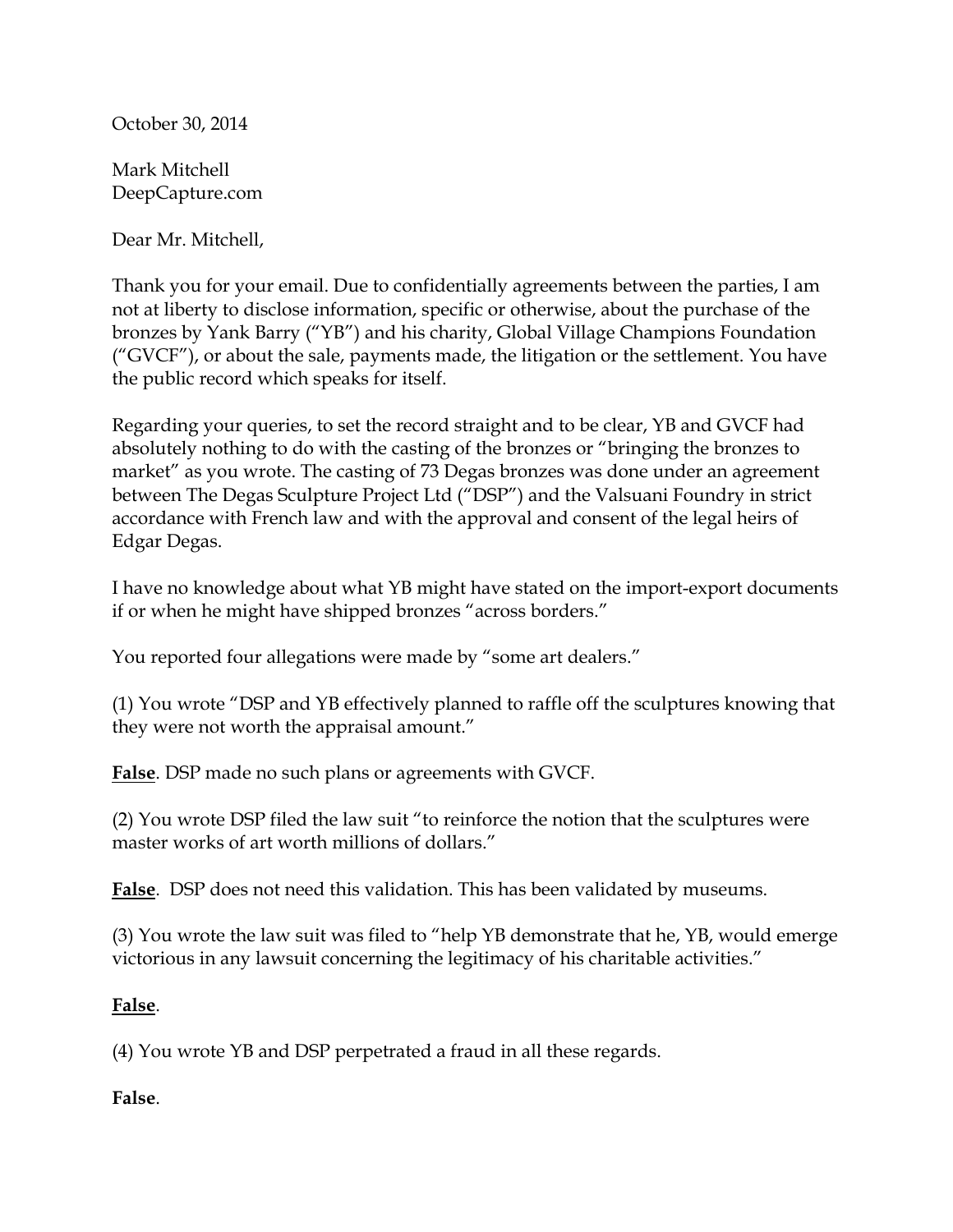October 30, 2014

Mark Mitchell
DeepCapture.com

Dear Mr. Mitchell,

Thank you for your email. Due to confidentially agreements between the parties, I am not at liberty to disclose information, specific or otherwise, about the purchase of the bronzes by Yank Barry ("YB") and his charity, Global Village Champions Foundation ("GVCF"), or about the sale, payments made, the litigation or the settlement. You have the public record which speaks for itself.

Regarding your queries, to set the record straight and to be clear, YB and GVCF had absolutely nothing to do with the casting of the bronzes or "bringing the bronzes to market" as you wrote. The casting of 73 Degas bronzes was done under an agreement between The Degas Sculpture Project Ltd ("DSP") and the Valsuani Foundry in strict accordance with French law and with the approval and consent of the legal heirs of Edgar Degas.

I have no knowledge about what YB might have stated on the import-export documents if or when he might have shipped bronzes "across borders."

You reported four allegations were made by "some art dealers."

(1) You wrote "DSP and YB effectively planned to raffle off the sculptures knowing that they were not worth the appraisal amount."

**False**. DSP made no such plans or agreements with GVCF.

(2) You wrote DSP filed the law suit "to reinforce the notion that the sculptures were master works of art worth millions of dollars."

**False**. DSP does not need this validation. This has been validated by museums.

(3) You wrote the law suit was filed to "help YB demonstrate that he, YB, would emerge victorious in any lawsuit concerning the legitimacy of his charitable activities."

**False**.

(4) You wrote YB and DSP perpetrated a fraud in all these regards.

**False**.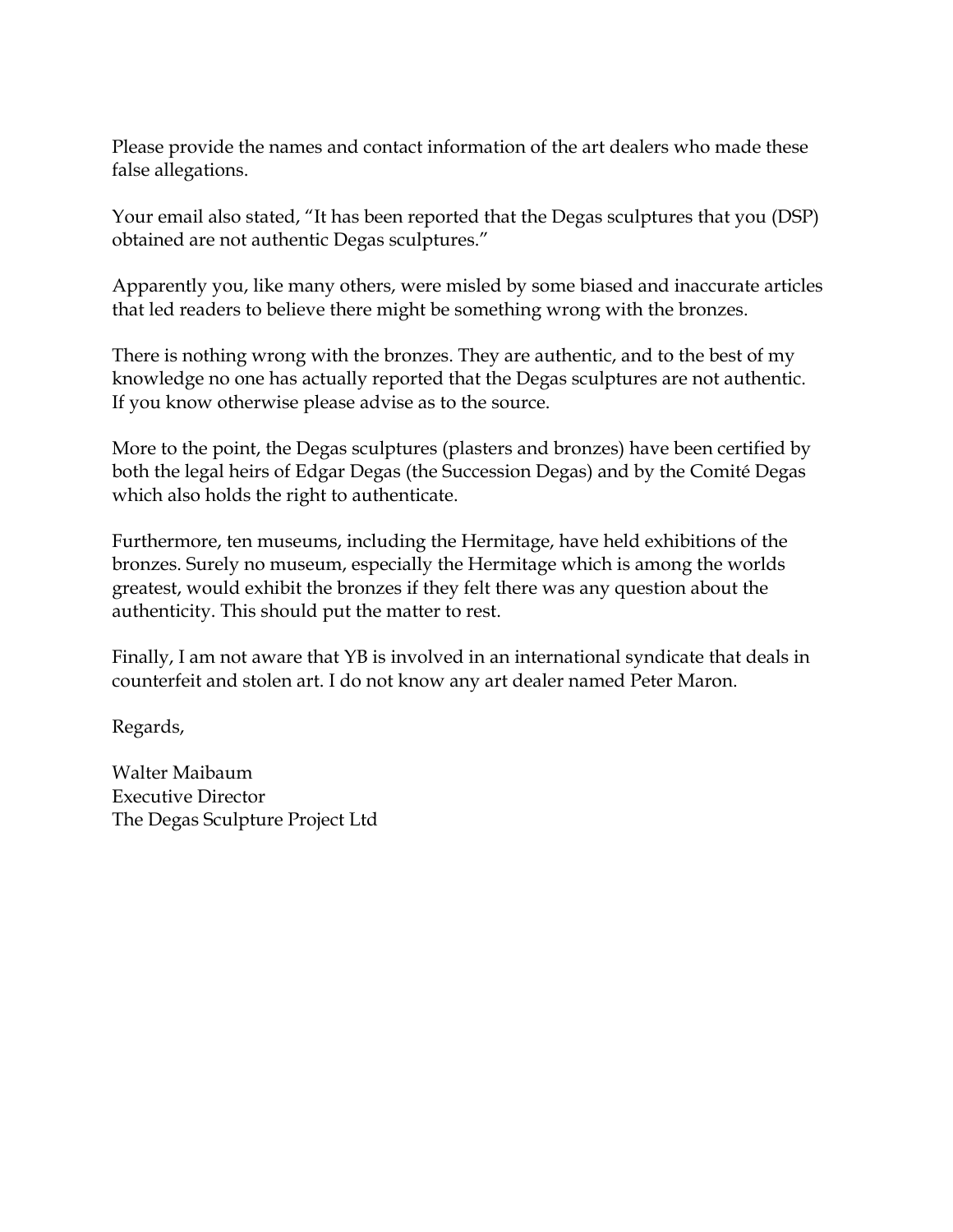Please provide the names and contact information of the art dealers who made these false allegations.

Your email also stated, “It has been reported that the Degas sculptures that you (DSP) obtained are not authentic Degas sculptures.”

Apparently you, like many others, were misled by some biased and inaccurate articles that led readers to believe there might be something wrong with the bronzes.

There is nothing wrong with the bronzes. They are authentic, and to the best of my knowledge no one has actually reported that the Degas sculptures are not authentic. If you know otherwise please advise as to the source.

More to the point, the Degas sculptures (plasters and bronzes) have been certified by both the legal heirs of Edgar Degas (the Succession Degas) and by the Comité Degas which also holds the right to authenticate.

Furthermore, ten museums, including the Hermitage, have held exhibitions of the bronzes. Surely no museum, especially the Hermitage which is among the worlds greatest, would exhibit the bronzes if they felt there was any question about the authenticity. This should put the matter to rest.

Finally, I am not aware that YB is involved in an international syndicate that deals in counterfeit and stolen art. I do not know any art dealer named Peter Maron.

Regards,

Walter Maibaum
Executive Director
The Degas Sculpture Project Ltd